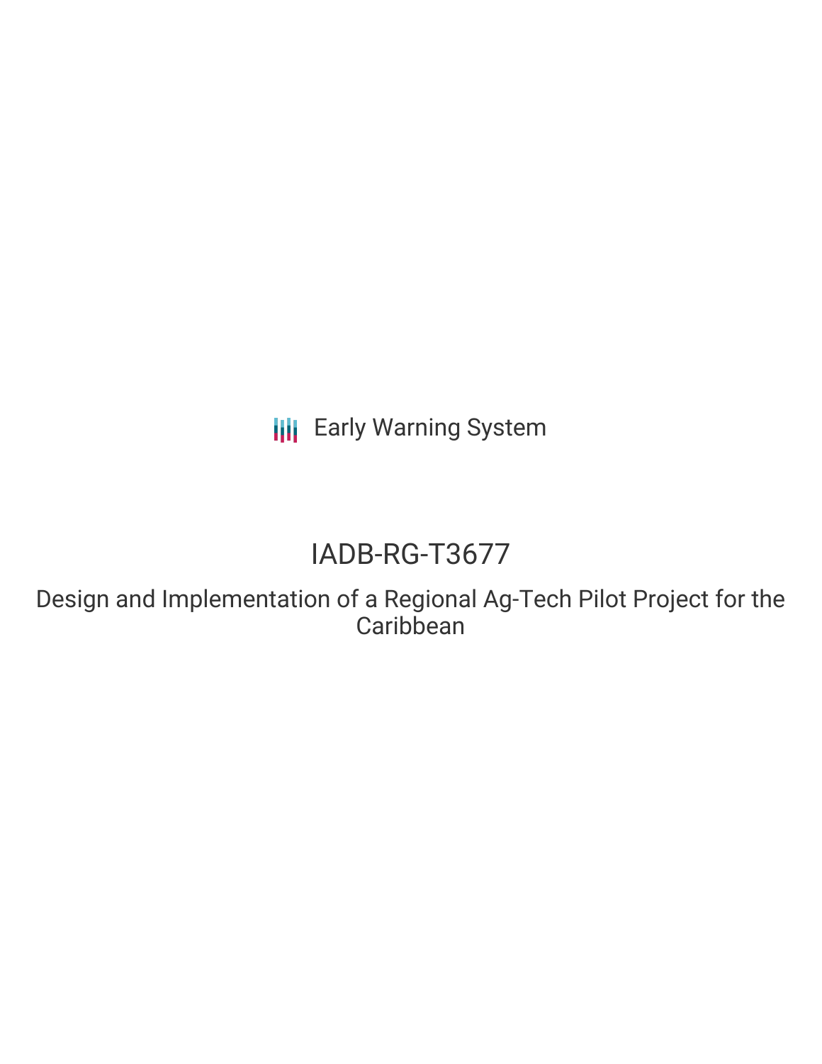Early Warning System

# IADB-RG-T3677

## Design and Implementation of a Regional Ag-Tech Pilot Project for the Caribbean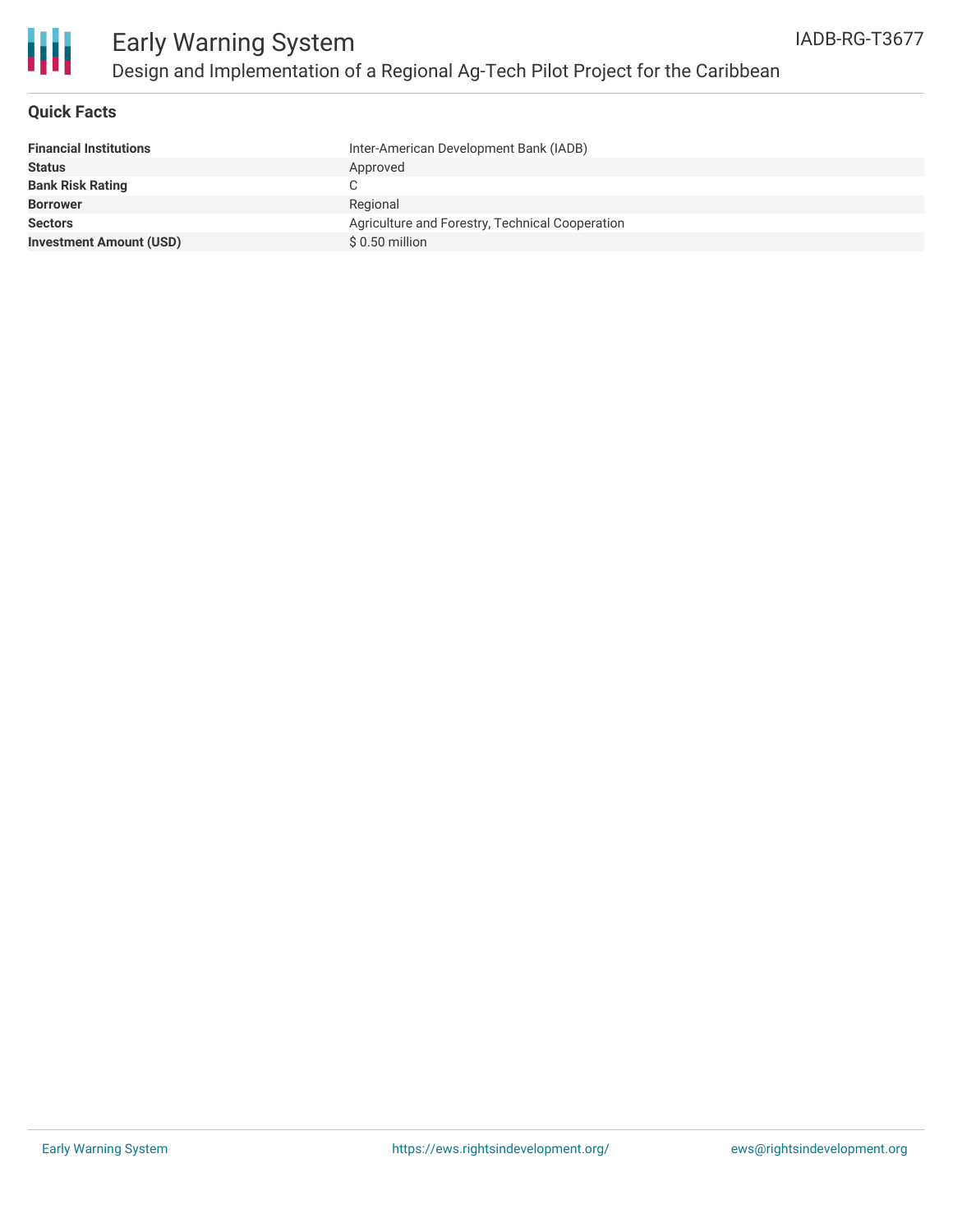# Early Warning System

## Design and Implementation of a Regional Ag-Tech Pilot Project for the Caribbean

IADB-RG-T3677

### Quick Facts

| | |
|---|---|
| **Financial Institutions** | Inter-American Development Bank (IADB) |
| **Status** | Approved |
| **Bank Risk Rating** | C |
| **Borrower** | Regional |
| **Sectors** | Agriculture and Forestry, Technical Cooperation |
| **Investment Amount (USD)** | $ 0.50 million |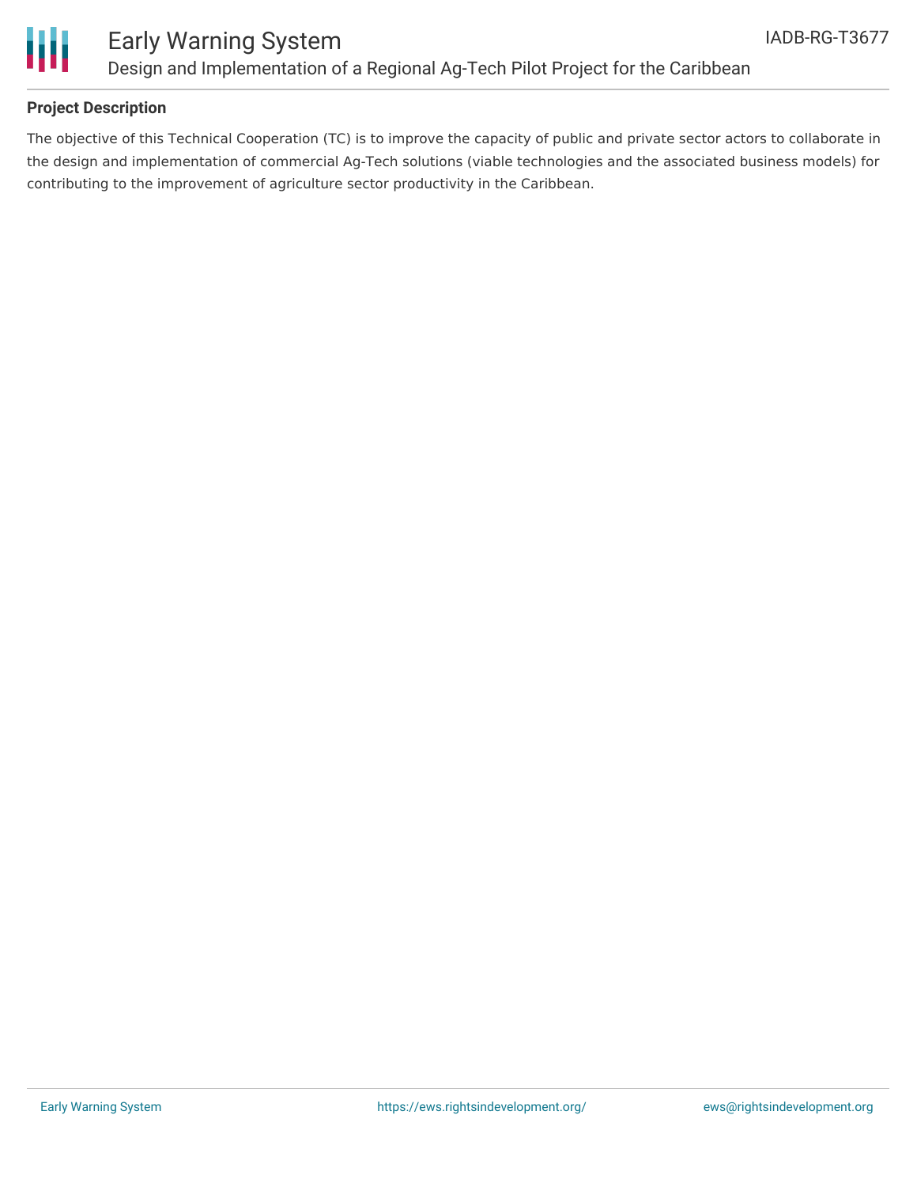## Project Description

The objective of this Technical Cooperation (TC) is to improve the capacity of public and private sector actors to collaborate in the design and implementation of commercial Ag-Tech solutions (viable technologies and the associated business models) for contributing to the improvement of agriculture sector productivity in the Caribbean.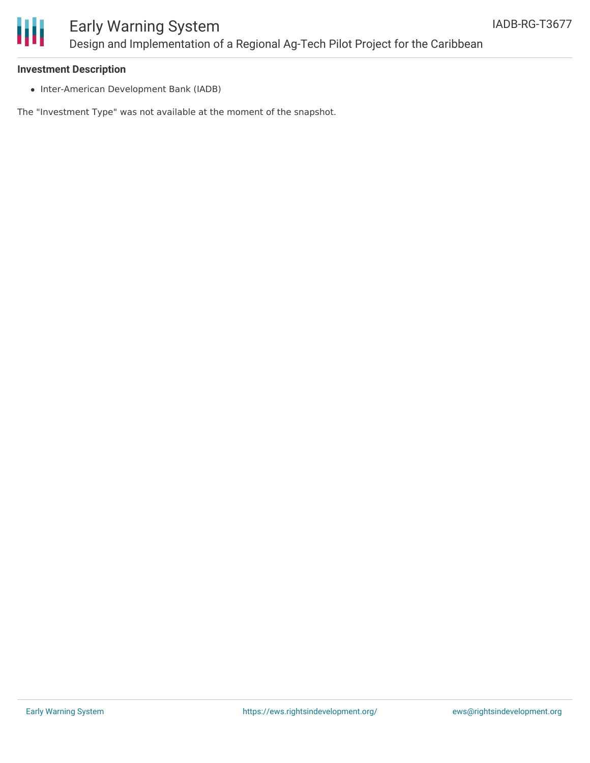**Investment Description**

- Inter-American Development Bank (IADB)

The "Investment Type" was not available at the moment of the snapshot.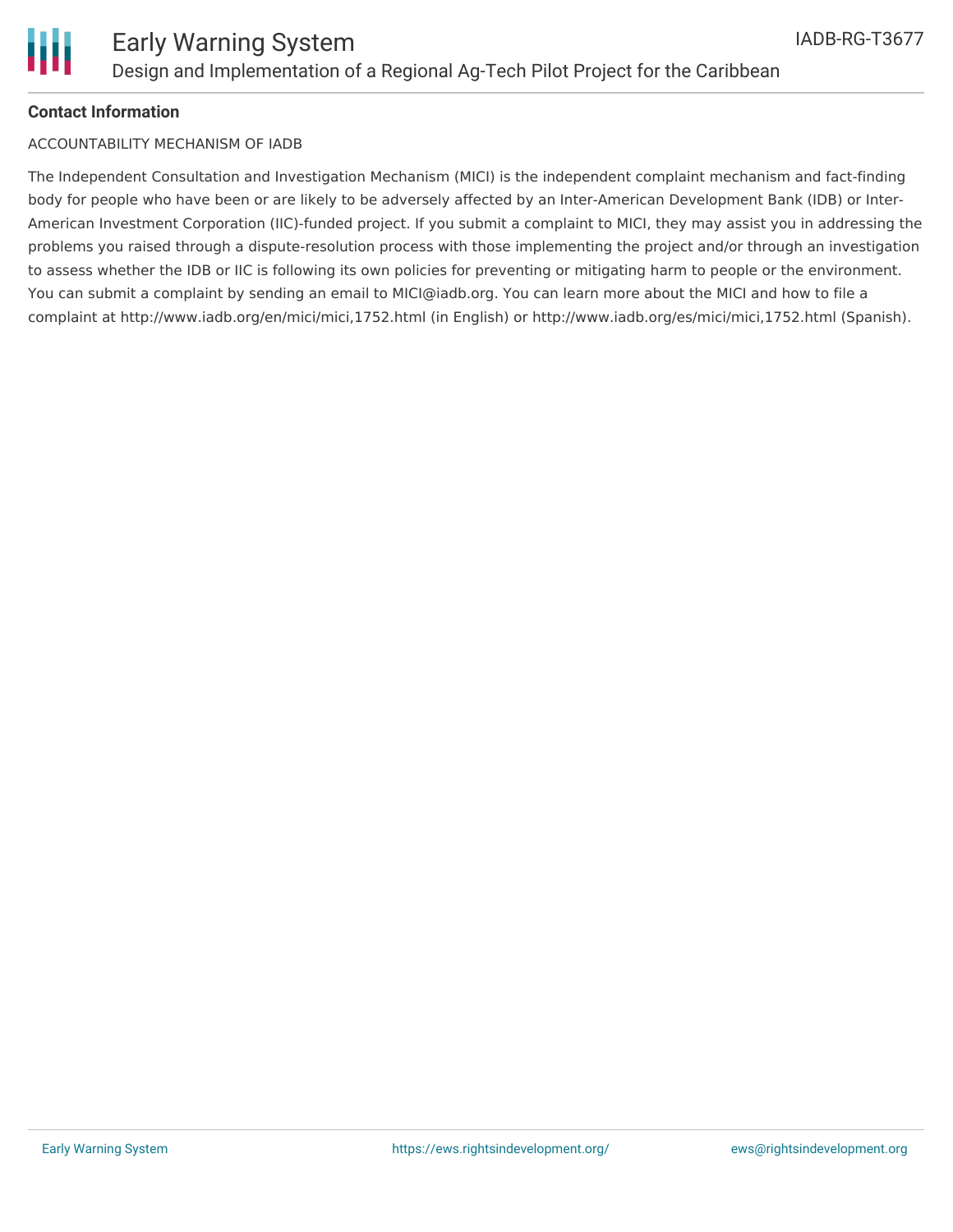**Contact Information**

ACCOUNTABILITY MECHANISM OF IADB

The Independent Consultation and Investigation Mechanism (MICI) is the independent complaint mechanism and fact-finding body for people who have been or are likely to be adversely affected by an Inter-American Development Bank (IDB) or Inter-American Investment Corporation (IIC)-funded project. If you submit a complaint to MICI, they may assist you in addressing the problems you raised through a dispute-resolution process with those implementing the project and/or through an investigation to assess whether the IDB or IIC is following its own policies for preventing or mitigating harm to people or the environment. You can submit a complaint by sending an email to MICI@iadb.org. You can learn more about the MICI and how to file a complaint at http://www.iadb.org/en/mici/mici,1752.html (in English) or http://www.iadb.org/es/mici/mici,1752.html (Spanish).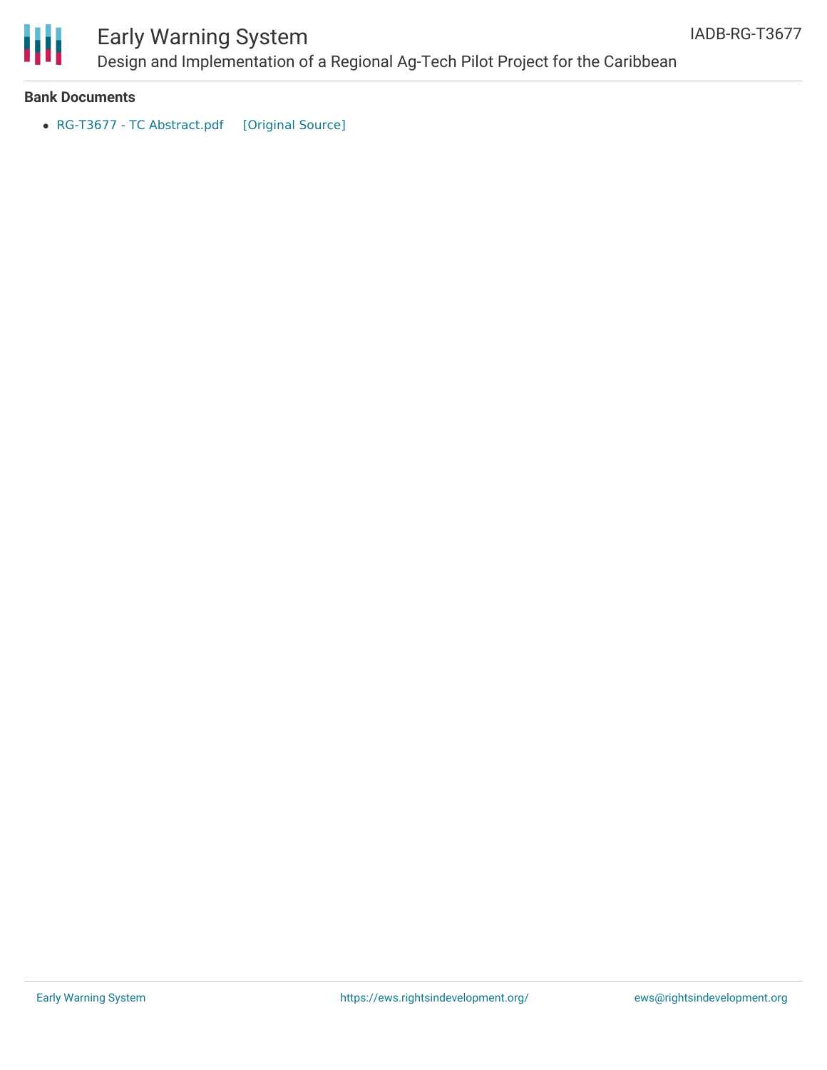## Bank Documents

- RG-T3677 - TC Abstract.pdf [Original Source]